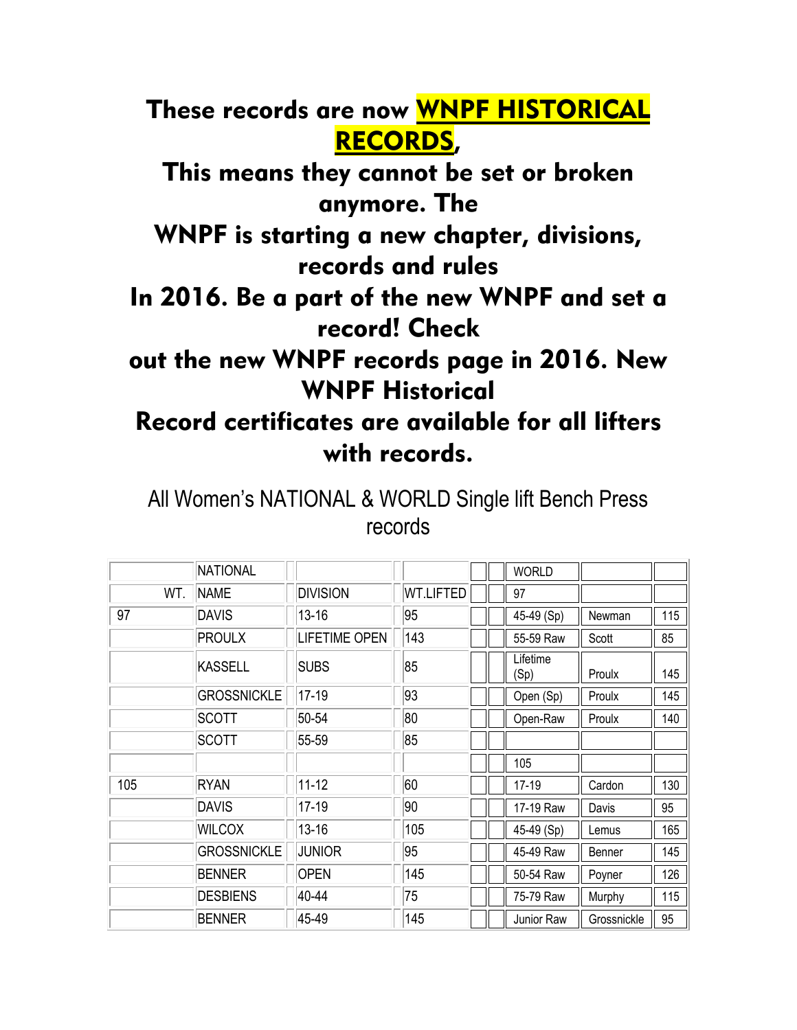# These records are now **WNPF HISTORICAL RECORDS**,

# This means they cannot be set or broken anymore. The WNPF is starting a new chapter, divisions, records and rules In 2016. Be a part of the new WNPF and set a record! Check out the new WNPF records page in 2016. New WNPF Historical Record certificates are available for all lifters with records.

All Women's NATIONAL & WORLD Single lift Bench Press records

| | NATIONAL | | | | | | WORLD | | |
|---|---|---|---|---|---|---|---|---|---|
| WT. | NAME | | DIVISION | | WT.LIFTED | | | 97 | | |
| 97 | DAVIS | | 13-16 | | 95 | | 45-49 (Sp) | Newman | 115 |
| | PROULX | | LIFETIME OPEN | | 143 | | 55-59 Raw | Scott | 85 |
| | KASSELL | | SUBS | | 85 | | Lifetime (Sp) | Proulx | 145 |
| | GROSSNICKLE | | 17-19 | | 93 | | Open (Sp) | Proulx | 145 |
| | SCOTT | | 50-54 | | 80 | | Open-Raw | Proulx | 140 |
| | SCOTT | | 55-59 | | 85 | | | | |
| | | | | | | | 105 | | |
| 105 | RYAN | | 11-12 | | 60 | | 17-19 | Cardon | 130 |
| | DAVIS | | 17-19 | | 90 | | 17-19 Raw | Davis | 95 |
| | WILCOX | | 13-16 | | 105 | | 45-49 (Sp) | Lemus | 165 |
| | GROSSNICKLE | | JUNIOR | | 95 | | 45-49 Raw | Benner | 145 |
| | BENNER | | OPEN | | 145 | | 50-54 Raw | Poyner | 126 |
| | DESBIENS | | 40-44 | | 75 | | 75-79 Raw | Murphy | 115 |
| | BENNER | | 45-49 | | 145 | | Junior Raw | Grossnickle | 95 |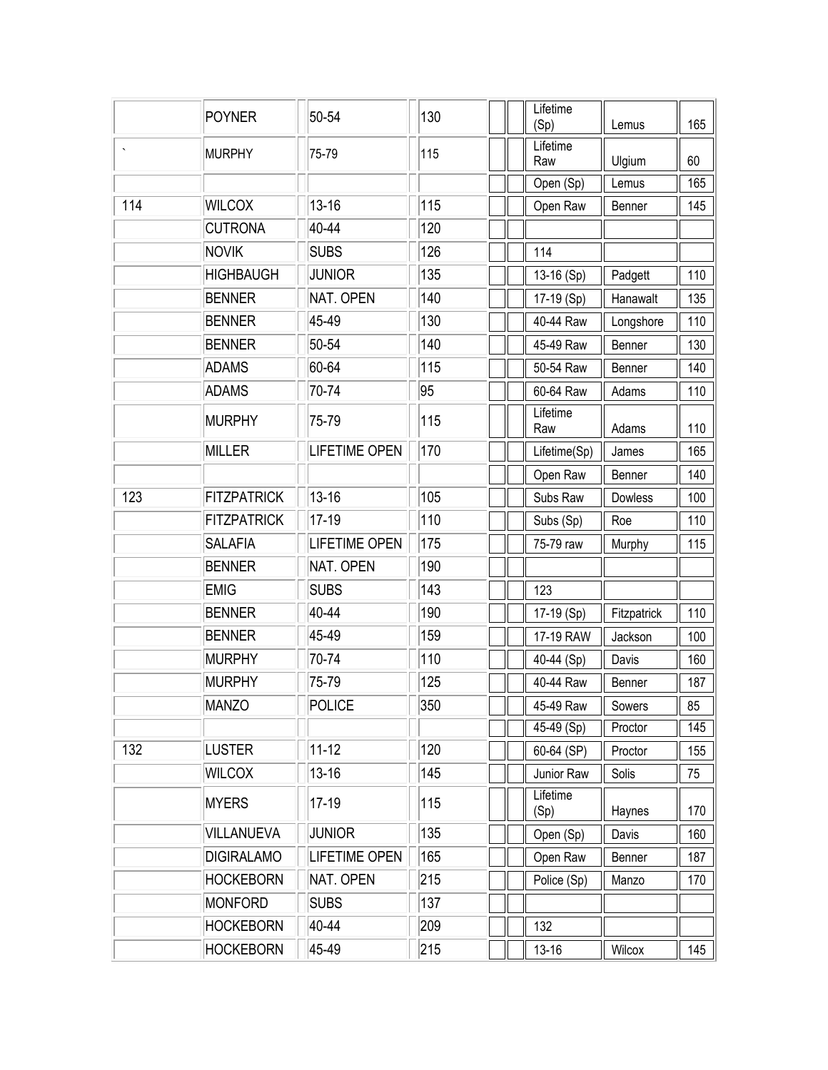| | | | | | | | | |
|---|---|---|---|---|---|---|---|---|
| | POYNER | 50-54 | 130 | | | Lifetime (Sp) | Lemus | 165 |
| ` | MURPHY | 75-79 | 115 | | | Lifetime Raw | Ulgium | 60 |
| | | | | | | Open (Sp) | Lemus | 165 |
| 114 | WILCOX | 13-16 | 115 | | | Open Raw | Benner | 145 |
| | CUTRONA | 40-44 | 120 | | | | | |
| | NOVIK | SUBS | 126 | | | 114 | | |
| | HIGHBAUGH | JUNIOR | 135 | | | 13-16 (Sp) | Padgett | 110 |
| | BENNER | NAT. OPEN | 140 | | | 17-19 (Sp) | Hanawalt | 135 |
| | BENNER | 45-49 | 130 | | | 40-44 Raw | Longshore | 110 |
| | BENNER | 50-54 | 140 | | | 45-49 Raw | Benner | 130 |
| | ADAMS | 60-64 | 115 | | | 50-54 Raw | Benner | 140 |
| | ADAMS | 70-74 | 95 | | | 60-64 Raw | Adams | 110 |
| | MURPHY | 75-79 | 115 | | | Lifetime Raw | Adams | 110 |
| | MILLER | LIFETIME OPEN | 170 | | | Lifetime(Sp) | James | 165 |
| | | | | | | Open Raw | Benner | 140 |
| 123 | FITZPATRICK | 13-16 | 105 | | | Subs Raw | Dowless | 100 |
| | FITZPATRICK | 17-19 | 110 | | | Subs (Sp) | Roe | 110 |
| | SALAFIA | LIFETIME OPEN | 175 | | | 75-79 raw | Murphy | 115 |
| | BENNER | NAT. OPEN | 190 | | | | | |
| | EMIG | SUBS | 143 | | | 123 | | |
| | BENNER | 40-44 | 190 | | | 17-19 (Sp) | Fitzpatrick | 110 |
| | BENNER | 45-49 | 159 | | | 17-19 RAW | Jackson | 100 |
| | MURPHY | 70-74 | 110 | | | 40-44 (Sp) | Davis | 160 |
| | MURPHY | 75-79 | 125 | | | 40-44 Raw | Benner | 187 |
| | MANZO | POLICE | 350 | | | 45-49 Raw | Sowers | 85 |
| | | | | | | 45-49 (Sp) | Proctor | 145 |
| 132 | LUSTER | 11-12 | 120 | | | 60-64 (SP) | Proctor | 155 |
| | WILCOX | 13-16 | 145 | | | Junior Raw | Solis | 75 |
| | MYERS | 17-19 | 115 | | | Lifetime (Sp) | Haynes | 170 |
| | VILLANUEVA | JUNIOR | 135 | | | Open (Sp) | Davis | 160 |
| | DIGIRALAMO | LIFETIME OPEN | 165 | | | Open Raw | Benner | 187 |
| | HOCKEBORN | NAT. OPEN | 215 | | | Police (Sp) | Manzo | 170 |
| | MONFORD | SUBS | 137 | | | | | |
| | HOCKEBORN | 40-44 | 209 | | | 132 | | |
| | HOCKEBORN | 45-49 | 215 | | | 13-16 | Wilcox | 145 |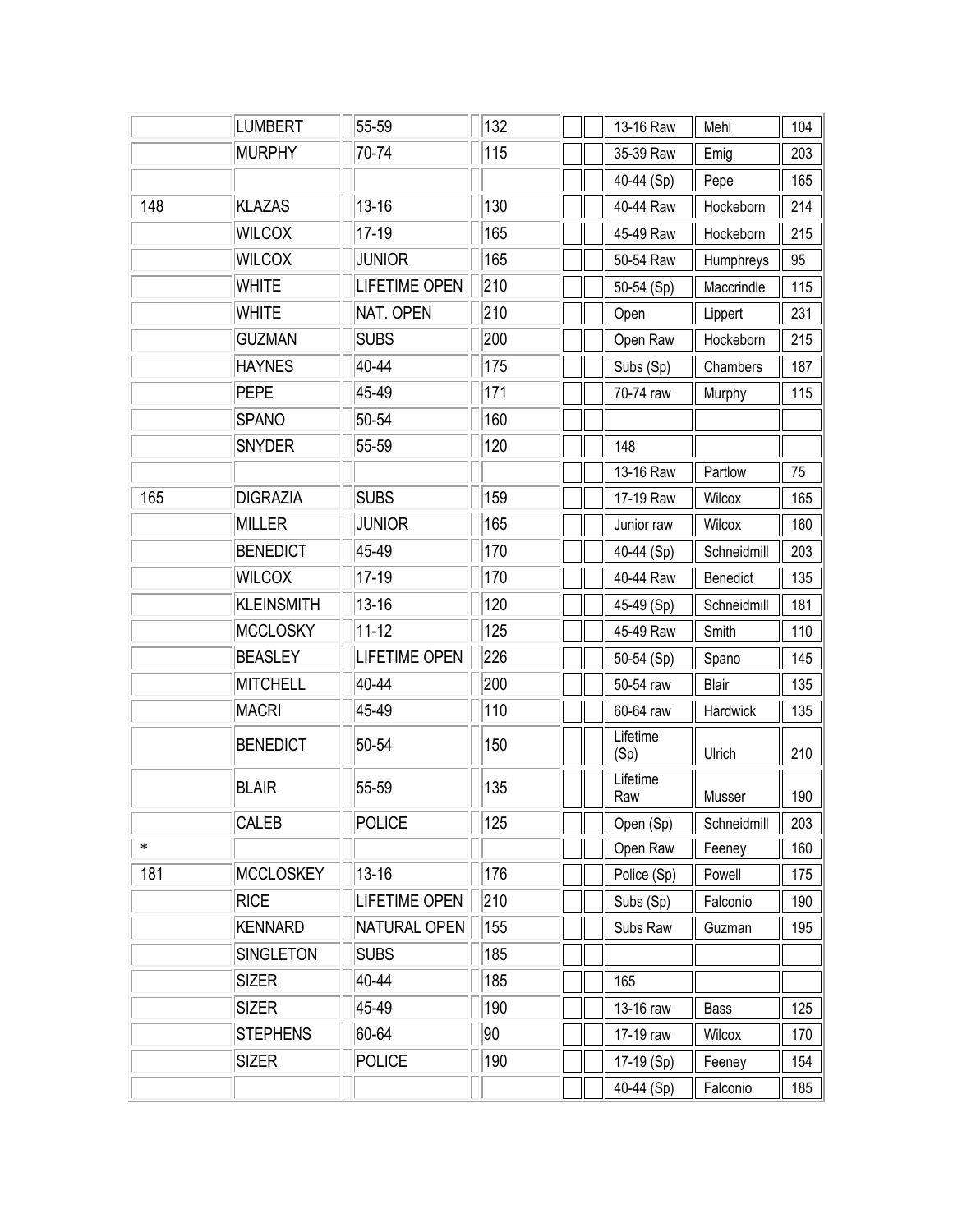| | | | | | | | | |
|---|---|---|---|---|---|---|---|---|
| | LUMBERT | 55-59 | 132 | | | 13-16 Raw | Mehl | 104 |
| | MURPHY | 70-74 | 115 | | | 35-39 Raw | Emig | 203 |
| | | | | | | 40-44 (Sp) | Pepe | 165 |
| 148 | KLAZAS | 13-16 | 130 | | | 40-44 Raw | Hockeborn | 214 |
| | WILCOX | 17-19 | 165 | | | 45-49 Raw | Hockeborn | 215 |
| | WILCOX | JUNIOR | 165 | | | 50-54 Raw | Humphreys | 95 |
| | WHITE | LIFETIME OPEN | 210 | | | 50-54 (Sp) | Maccrindle | 115 |
| | WHITE | NAT. OPEN | 210 | | | Open | Lippert | 231 |
| | GUZMAN | SUBS | 200 | | | Open Raw | Hockeborn | 215 |
| | HAYNES | 40-44 | 175 | | | Subs (Sp) | Chambers | 187 |
| | PEPE | 45-49 | 171 | | | 70-74 raw | Murphy | 115 |
| | SPANO | 50-54 | 160 | | | | | |
| | SNYDER | 55-59 | 120 | | | 148 | | |
| | | | | | | 13-16 Raw | Partlow | 75 |
| 165 | DIGRAZIA | SUBS | 159 | | | 17-19 Raw | Wilcox | 165 |
| | MILLER | JUNIOR | 165 | | | Junior raw | Wilcox | 160 |
| | BENEDICT | 45-49 | 170 | | | 40-44 (Sp) | Schneidmill | 203 |
| | WILCOX | 17-19 | 170 | | | 40-44 Raw | Benedict | 135 |
| | KLEINSMITH | 13-16 | 120 | | | 45-49 (Sp) | Schneidmill | 181 |
| | MCCLOSKY | 11-12 | 125 | | | 45-49 Raw | Smith | 110 |
| | BEASLEY | LIFETIME OPEN | 226 | | | 50-54 (Sp) | Spano | 145 |
| | MITCHELL | 40-44 | 200 | | | 50-54 raw | Blair | 135 |
| | MACRI | 45-49 | 110 | | | 60-64 raw | Hardwick | 135 |
| | BENEDICT | 50-54 | 150 | | | Lifetime (Sp) | Ulrich | 210 |
| | BLAIR | 55-59 | 135 | | | Lifetime Raw | Musser | 190 |
| | CALEB | POLICE | 125 | | | Open (Sp) | Schneidmill | 203 |
| * | | | | | | Open Raw | Feeney | 160 |
| 181 | MCCLOSKEY | 13-16 | 176 | | | Police (Sp) | Powell | 175 |
| | RICE | LIFETIME OPEN | 210 | | | Subs (Sp) | Falconio | 190 |
| | KENNARD | NATURAL OPEN | 155 | | | Subs Raw | Guzman | 195 |
| | SINGLETON | SUBS | 185 | | | | | |
| | SIZER | 40-44 | 185 | | | 165 | | |
| | SIZER | 45-49 | 190 | | | 13-16 raw | Bass | 125 |
| | STEPHENS | 60-64 | 90 | | | 17-19 raw | Wilcox | 170 |
| | SIZER | POLICE | 190 | | | 17-19 (Sp) | Feeney | 154 |
| | | | | | | 40-44 (Sp) | Falconio | 185 |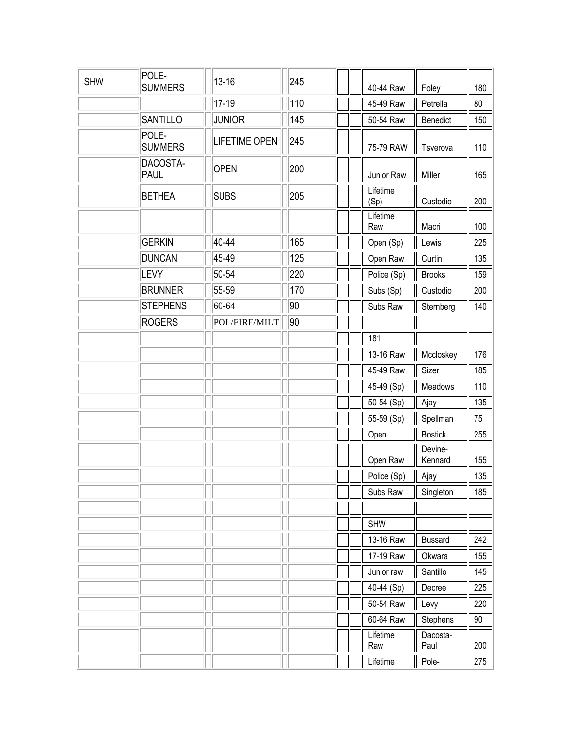| | | | | | | | | |
|---|---|---|---|---|---|---|---|---|
| SHW | POLE-SUMMERS | 13-16 | 245 | | | 40-44 Raw | Foley | 180 |
| | | 17-19 | 110 | | | 45-49 Raw | Petrella | 80 |
| | SANTILLO | JUNIOR | 145 | | | 50-54 Raw | Benedict | 150 |
| | POLE-SUMMERS | LIFETIME OPEN | 245 | | | 75-79 RAW | Tsverova | 110 |
| | DACOSTA-PAUL | OPEN | 200 | | | Junior Raw | Miller | 165 |
| | BETHEA | SUBS | 205 | | | Lifetime (Sp) | Custodio | 200 |
| | | | | | | Lifetime Raw | Macri | 100 |
| | GERKIN | 40-44 | 165 | | | Open (Sp) | Lewis | 225 |
| | DUNCAN | 45-49 | 125 | | | Open Raw | Curtin | 135 |
| | LEVY | 50-54 | 220 | | | Police (Sp) | Brooks | 159 |
| | BRUNNER | 55-59 | 170 | | | Subs (Sp) | Custodio | 200 |
| | STEPHENS | 60-64 | 90 | | | Subs Raw | Sternberg | 140 |
| | ROGERS | POL/FIRE/MILT | 90 | | | | | |
| | | | | | | 181 | | |
| | | | | | | 13-16 Raw | Mccloskey | 176 |
| | | | | | | 45-49 Raw | Sizer | 185 |
| | | | | | | 45-49 (Sp) | Meadows | 110 |
| | | | | | | 50-54 (Sp) | Ajay | 135 |
| | | | | | | 55-59 (Sp) | Spellman | 75 |
| | | | | | | Open | Bostick | 255 |
| | | | | | | Open Raw | Devine-Kennard | 155 |
| | | | | | | Police (Sp) | Ajay | 135 |
| | | | | | | Subs Raw | Singleton | 185 |
| | | | | | | | | |
| | | | | | | SHW | | |
| | | | | | | 13-16 Raw | Bussard | 242 |
| | | | | | | 17-19 Raw | Okwara | 155 |
| | | | | | | Junior raw | Santillo | 145 |
| | | | | | | 40-44 (Sp) | Decree | 225 |
| | | | | | | 50-54 Raw | Levy | 220 |
| | | | | | | 60-64 Raw | Stephens | 90 |
| | | | | | | Lifetime Raw | Dacosta-Paul | 200 |
| | | | | | | Lifetime | Pole- | 275 |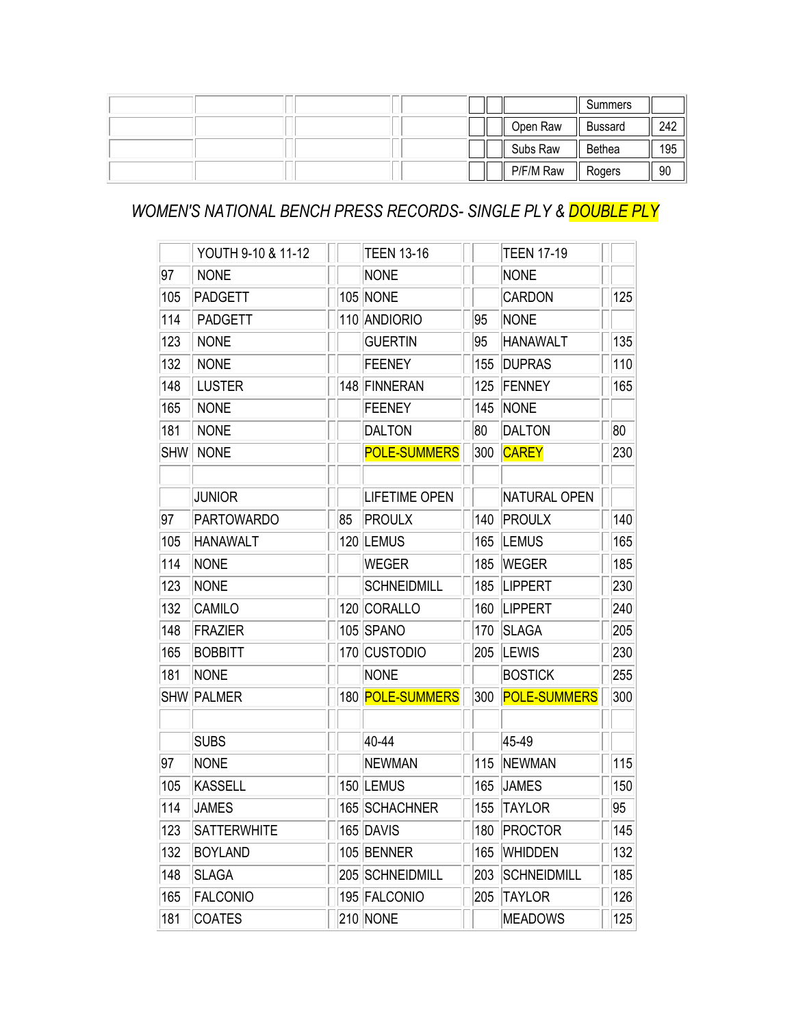| | | | | | | | Summers | |
|---|---|---|---|---|---|---|---|---|
| | | | | | | Open Raw | Bussard | 242 |
| | | | | | | Subs Raw | Bethea | 195 |
| | | | | | | P/F/M Raw | Rogers | 90 |

## *WOMEN'S NATIONAL BENCH PRESS RECORDS- SINGLE PLY & DOUBLE PLY*

| | YOUTH 9-10 & 11-12 | | TEEN 13-16 | | TEEN 17-19 | |
|---|---|---|---|---|---|---|
| 97 | NONE | | NONE | | NONE | |
| 105 | PADGETT | 105 | NONE | | CARDON | 125 |
| 114 | PADGETT | 110 | ANDIORIO | 95 | NONE | |
| 123 | NONE | | GUERTIN | 95 | HANAWALT | 135 |
| 132 | NONE | | FEENEY | 155 | DUPRAS | 110 |
| 148 | LUSTER | 148 | FINNERAN | 125 | FENNEY | 165 |
| 165 | NONE | | FEENEY | 145 | NONE | |
| 181 | NONE | | DALTON | 80 | DALTON | 80 |
| SHW | NONE | | POLE-SUMMERS | 300 | CAREY | 230 |
| | | | | | | |
| | JUNIOR | | LIFETIME OPEN | | NATURAL OPEN | |
| 97 | PARTOWARDO | 85 | PROULX | 140 | PROULX | 140 |
| 105 | HANAWALT | 120 | LEMUS | 165 | LEMUS | 165 |
| 114 | NONE | | WEGER | 185 | WEGER | 185 |
| 123 | NONE | | SCHNEIDMILL | 185 | LIPPERT | 230 |
| 132 | CAMILO | 120 | CORALLO | 160 | LIPPERT | 240 |
| 148 | FRAZIER | 105 | SPANO | 170 | SLAGA | 205 |
| 165 | BOBBITT | 170 | CUSTODIO | 205 | LEWIS | 230 |
| 181 | NONE | | NONE | | BOSTICK | 255 |
| SHW | PALMER | 180 | POLE-SUMMERS | 300 | POLE-SUMMERS | 300 |
| | | | | | | |
| | SUBS | | 40-44 | | 45-49 | |
| 97 | NONE | | NEWMAN | 115 | NEWMAN | 115 |
| 105 | KASSELL | 150 | LEMUS | 165 | JAMES | 150 |
| 114 | JAMES | 165 | SCHACHNER | 155 | TAYLOR | 95 |
| 123 | SATTERWHITE | 165 | DAVIS | 180 | PROCTOR | 145 |
| 132 | BOYLAND | 105 | BENNER | 165 | WHIDDEN | 132 |
| 148 | SLAGA | 205 | SCHNEIDMILL | 203 | SCHNEIDMILL | 185 |
| 165 | FALCONIO | 195 | FALCONIO | 205 | TAYLOR | 126 |
| 181 | COATES | 210 | NONE | | MEADOWS | 125 |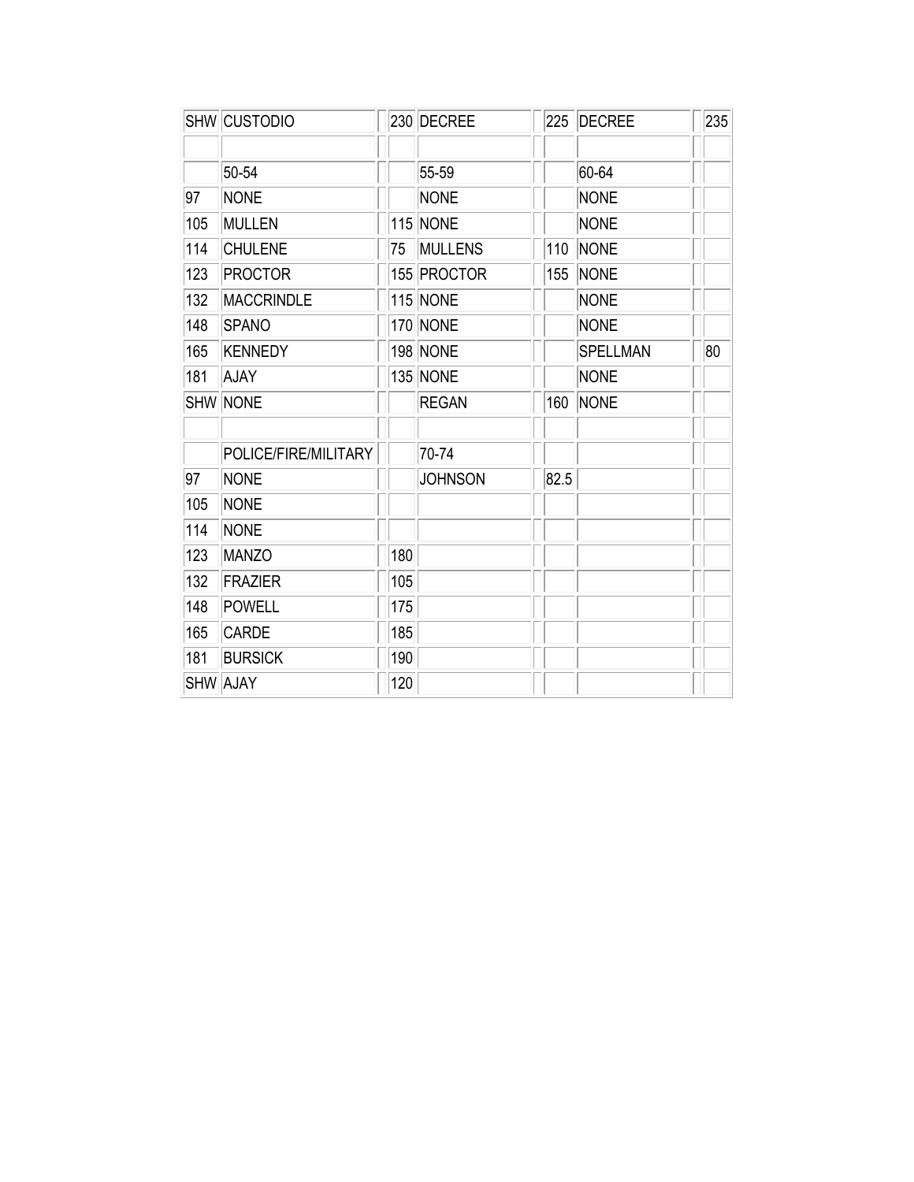| | | | | | | | | |
|---|---|---|---|---|---|---|---|---|
| SHW | CUSTODIO | | 230 | DECREE | 225 | DECREE | | 235 |
| | | | | | | | | |
| | 50-54 | | | 55-59 | | 60-64 | | |
| 97 | NONE | | | NONE | | NONE | | |
| 105 | MULLEN | | 115 | NONE | | NONE | | |
| 114 | CHULENE | | 75 | MULLENS | 110 | NONE | | |
| 123 | PROCTOR | | 155 | PROCTOR | 155 | NONE | | |
| 132 | MACCRINDLE | | 115 | NONE | | NONE | | |
| 148 | SPANO | | 170 | NONE | | NONE | | |
| 165 | KENNEDY | | 198 | NONE | | SPELLMAN | | 80 |
| 181 | AJAY | | 135 | NONE | | NONE | | |
| SHW | NONE | | | REGAN | 160 | NONE | | |
| | | | | | | | | |
| | POLICE/FIRE/MILITARY | | | 70-74 | | | | |
| 97 | NONE | | | JOHNSON | 82.5 | | | |
| 105 | NONE | | | | | | | |
| 114 | NONE | | | | | | | |
| 123 | MANZO | | 180 | | | | | |
| 132 | FRAZIER | | 105 | | | | | |
| 148 | POWELL | | 175 | | | | | |
| 165 | CARDE | | 185 | | | | | |
| 181 | BURSICK | | 190 | | | | | |
| SHW | AJAY | | 120 | | | | | |